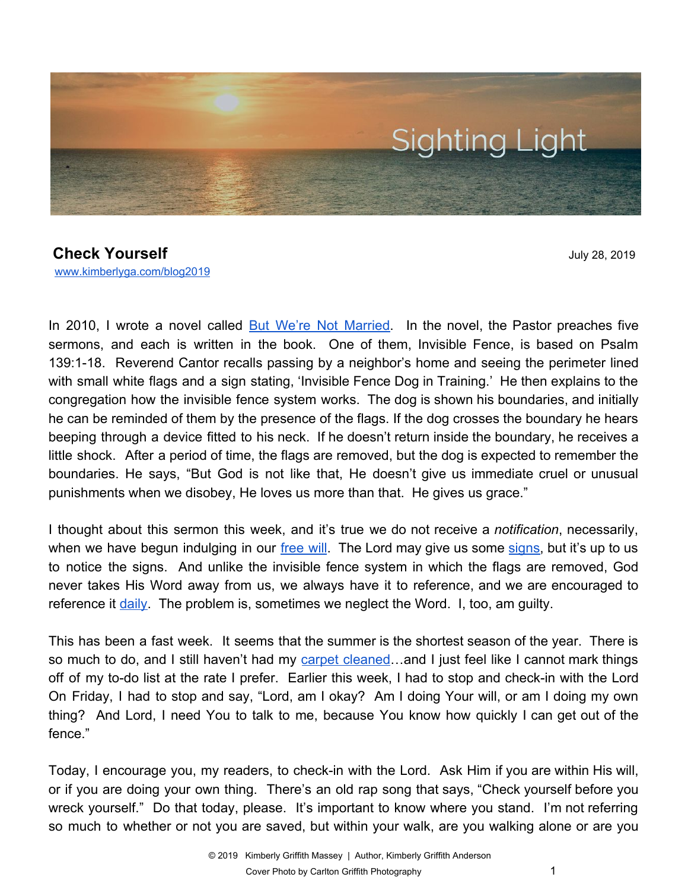Sighting Light

**Check Yourself**

July 28, 2019

www.kimberlyga.com/blog2019

In 2010, I wrote a novel called But We're Not Married. In the novel, the Pastor preaches five sermons, and each is written in the book. One of them, Invisible Fence, is based on Psalm 139:1-18. Reverend Cantor recalls passing by a neighbor's home and seeing the perimeter lined with small white flags and a sign stating, 'Invisible Fence Dog in Training.' He then explains to the congregation how the invisible fence system works. The dog is shown his boundaries, and initially he can be reminded of them by the presence of the flags. If the dog crosses the boundary he hears beeping through a device fitted to his neck. If he doesn't return inside the boundary, he receives a little shock. After a period of time, the flags are removed, but the dog is expected to remember the boundaries. He says, "But God is not like that, He doesn't give us immediate cruel or unusual punishments when we disobey, He loves us more than that. He gives us grace."

I thought about this sermon this week, and it's true we do not receive a *notification*, necessarily, when we have begun indulging in our free will. The Lord may give us some signs, but it's up to us to notice the signs. And unlike the invisible fence system in which the flags are removed, God never takes His Word away from us, we always have it to reference, and we are encouraged to reference it daily. The problem is, sometimes we neglect the Word. I, too, am guilty.

This has been a fast week. It seems that the summer is the shortest season of the year. There is so much to do, and I still haven't had my carpet cleaned…and I just feel like I cannot mark things off of my to-do list at the rate I prefer. Earlier this week, I had to stop and check-in with the Lord On Friday, I had to stop and say, "Lord, am I okay? Am I doing Your will, or am I doing my own thing? And Lord, I need You to talk to me, because You know how quickly I can get out of the fence."

Today, I encourage you, my readers, to check-in with the Lord. Ask Him if you are within His will, or if you are doing your own thing. There's an old rap song that says, "Check yourself before you wreck yourself." Do that today, please. It's important to know where you stand. I'm not referring so much to whether or not you are saved, but within your walk, are you walking alone or are you

© 2019 Kimberly Griffith Massey | Author, Kimberly Griffith Anderson

Cover Photo by Carlton Griffith Photography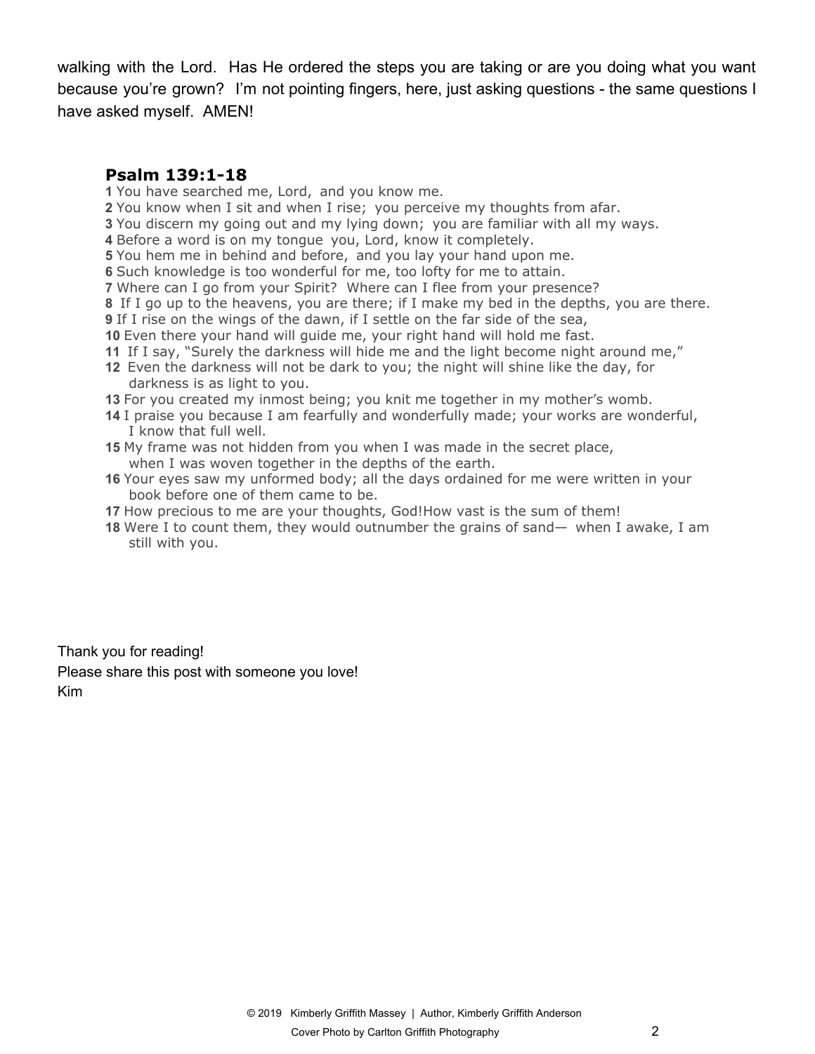walking with the Lord. Has He ordered the steps you are taking or are you doing what you want because you're grown? I'm not pointing fingers, here, just asking questions - the same questions I have asked myself. AMEN!

## Psalm 139:1-18

**1** You have searched me, Lord, and you know me.
**2** You know when I sit and when I rise; you perceive my thoughts from afar.
**3** You discern my going out and my lying down; you are familiar with all my ways.
**4** Before a word is on my tongue you, Lord, know it completely.
**5** You hem me in behind and before, and you lay your hand upon me.
**6** Such knowledge is too wonderful for me, too lofty for me to attain.
**7** Where can I go from your Spirit? Where can I flee from your presence?
**8** If I go up to the heavens, you are there; if I make my bed in the depths, you are there.
**9** If I rise on the wings of the dawn, if I settle on the far side of the sea,
**10** Even there your hand will guide me, your right hand will hold me fast.
**11** If I say, "Surely the darkness will hide me and the light become night around me,"
**12** Even the darkness will not be dark to you; the night will shine like the day, for darkness is as light to you.
**13** For you created my inmost being; you knit me together in my mother's womb.
**14** I praise you because I am fearfully and wonderfully made; your works are wonderful, I know that full well.
**15** My frame was not hidden from you when I was made in the secret place, when I was woven together in the depths of the earth.
**16** Your eyes saw my unformed body; all the days ordained for me were written in your book before one of them came to be.
**17** How precious to me are your thoughts, God!How vast is the sum of them!
**18** Were I to count them, they would outnumber the grains of sand— when I awake, I am still with you.

Thank you for reading!
Please share this post with someone you love!
Kim

© 2019 Kimberly Griffith Massey | Author, Kimberly Griffith Anderson
Cover Photo by Carlton Griffith Photography